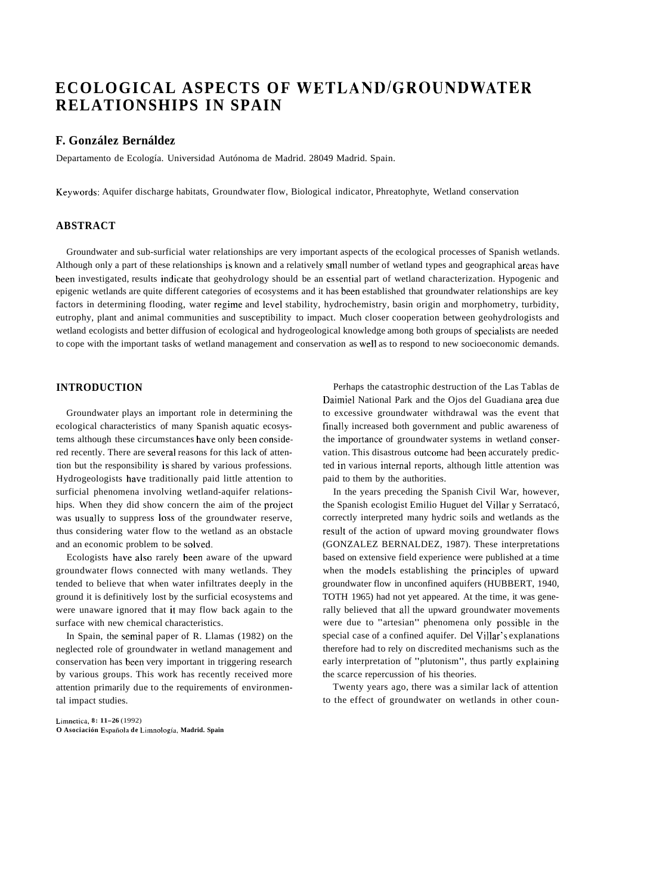# ECOLOGICAL ASPECTS OF WETLAND/GROUNDWATER RELATIONSHIPS IN SPAIN

## F. González Bernáldez

Departamento de Ecología. Universidad Autónoma de Madrid. 28049 Madrid. Spain.

Keywords: Aquifer discharge habitats, Groundwater flow, Biological indicator, Phreatophyte, Wetland conservation

## ABSTRACT

Groundwater and sub-surficial water relationships are very important aspects of the ecological processes of Spanish wetlands. Although only a part of these relationships is known and a relatively small number of wetland types and geographical areas have been investigated, results indicate that geohydrology should be an essential part of wetland characterization. Hypogenic and epigenic wetlands are quite different categories of ecosystems and it has been established that groundwater relationships are key factors in determining flooding, water regime and level stability, hydrochemistry, basin origin and morphometry, turbidity, eutrophy, plant and animal communities and susceptibility to impact. Much closer cooperation between geohydrologists and wetland ecologists and better diffusion of ecological and hydrogeological knowledge among both groups of specialists are needed to cope with the important tasks of wetland management and conservation as well as to respond to new socioeconomic demands.

## INTRODUCTION

Groundwater plays an important role in determining the ecological characteristics of many Spanish aquatic ecosystems although these circumstances have only been considered recently. There are several reasons for this lack of attention but the responsibility is shared by various professions. Hydrogeologists have traditionally paid little attention to surficial phenomena involving wetland-aquifer relationships. When they did show concern the aim of the project was usually to suppress loss of the groundwater reserve, thus considering water flow to the wetland as an obstacle and an economic problem to be solved.

Ecologists have also rarely been aware of the upward groundwater flows connected with many wetlands. They tended to believe that when water infiltrates deeply in the ground it is definitively lost by the surficial ecosystems and were unaware ignored that it may flow back again to the surface with new chemical characteristics.

In Spain, the seminal paper of R. Llamas (1982) on the neglected role of groundwater in wetland management and conservation has been very important in triggering research by various groups. This work has recently received more attention primarily due to the requirements of environmental impact studies.

Perhaps the catastrophic destruction of the Las Tablas de Daimiel National Park and the Ojos del Guadiana area due to excessive groundwater withdrawal was the event that finally increased both government and public awareness of the importance of groundwater systems in wetland conservation. This disastrous outcome had been accurately predicted in various internal reports, although little attention was paid to them by the authorities.

In the years preceding the Spanish Civil War, however, the Spanish ecologist Emilio Huguet del Villar y Serratacó, correctly interpreted many hydric soils and wetlands as the result of the action of upward moving groundwater flows (GONZALEZ BERNALDEZ, 1987). These interpretations based on extensive field experience were published at a time when the models establishing the principles of upward groundwater flow in unconfined aquifers (HUBBERT, 1940, TOTH 1965) had not yet appeared. At the time, it was generally believed that all the upward groundwater movements were due to "artesian" phenomena only possible in the special case of a confined aquifer. Del Villar's explanations therefore had to rely on discredited mechanisms such as the early interpretation of "plutonism", thus partly explaining the scarce repercussion of his theories.

Twenty years ago, there was a similar lack of attention to the effect of groundwater on wetlands in other coun-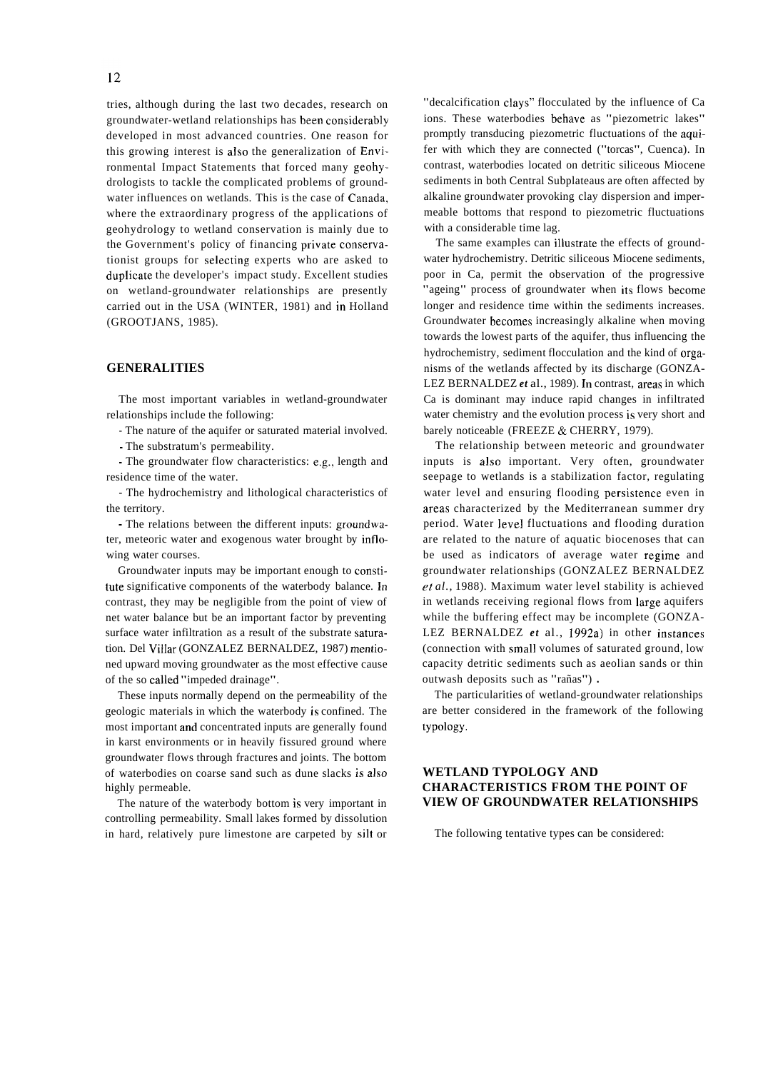tries, although during the last two decades, research on groundwater-wetland relationships has been considerably developed in most advanced countries. One reason for this growing interest is also the generalization of Environmental Impact Statements that forced many geohydrologists to tackle the complicated problems of groundwater influences on wetlands. This is the case of Canada, where the extraordinary progress of the applications of geohydrology to wetland conservation is mainly due to the Government's policy of financing private conservationist groups for selecting experts who are asked to duplicate the developer's impact study. Excellent studies on wetland-groundwater relationships are presently carried out in the USA (WINTER, 1981) and in Holland (GROOTJANS, 1985).

## GENERALITIES

The most important variables in wetland-groundwater relationships include the following:

- The nature of the aquifer or saturated material involved.
- The substratum's permeability.
- The groundwater flow characteristics: e.g., length and residence time of the water.
- The hydrochemistry and lithological characteristics of the territory.
- The relations between the different inputs: groundwater, meteoric water and exogenous water brought by inflowing water courses.

Groundwater inputs may be important enough to constitute significative components of the waterbody balance. In contrast, they may be negligible from the point of view of net water balance but be an important factor by preventing surface water infiltration as a result of the substrate saturation. Del Villar (GONZALEZ BERNALDEZ, 1987) mentioned upward moving groundwater as the most effective cause of the so called "impeded drainage".

These inputs normally depend on the permeability of the geologic materials in which the waterbody is confined. The most important and concentrated inputs are generally found in karst environments or in heavily fissured ground where groundwater flows through fractures and joints. The bottom of waterbodies on coarse sand such as dune slacks is also highly permeable.

The nature of the waterbody bottom is very important in controlling permeability. Small lakes formed by dissolution in hard, relatively pure limestone are carpeted by silt or "decalcification clays" flocculated by the influence of Ca ions. These waterbodies behave as "piezometric lakes" promptly transducing piezometric fluctuations of the aquifer with which they are connected ("torcas", Cuenca). In contrast, waterbodies located on detritic siliceous Miocene sediments in both Central Subplateaus are often affected by alkaline groundwater provoking clay dispersion and impermeable bottoms that respond to piezometric fluctuations with a considerable time lag.

The same examples can illustrate the effects of groundwater hydrochemistry. Detritic siliceous Miocene sediments, poor in Ca, permit the observation of the progressive "ageing" process of groundwater when its flows become longer and residence time within the sediments increases. Groundwater becomes increasingly alkaline when moving towards the lowest parts of the aquifer, thus influencing the hydrochemistry, sediment flocculation and the kind of organisms of the wetlands affected by its discharge (GONZALEZ BERNALDEZ *et* al., 1989). In contrast, areas in which Ca is dominant may induce rapid changes in infiltrated water chemistry and the evolution process is very short and barely noticeable (FREEZE & CHERRY, 1979).

The relationship between meteoric and groundwater inputs is also important. Very often, groundwater seepage to wetlands is a stabilization factor, regulating water level and ensuring flooding persistence even in areas characterized by the Mediterranean summer dry period. Water level fluctuations and flooding duration are related to the nature of aquatic biocenoses that can be used as indicators of average water regime and groundwater relationships (GONZALEZ BERNALDEZ *et al.*, 1988). Maximum water level stability is achieved in wetlands receiving regional flows from large aquifers while the buffering effect may be incomplete (GONZALEZ BERNALDEZ *et* al., 1992a) in other instances (connection with small volumes of saturated ground, low capacity detritic sediments such as aeolian sands or thin outwash deposits such as "rañas").

The particularities of wetland-groundwater relationships are better considered in the framework of the following typology.

## WETLAND TYPOLOGY AND CHARACTERISTICS FROM THE POINT OF VIEW OF GROUNDWATER RELATIONSHIPS

The following tentative types can be considered: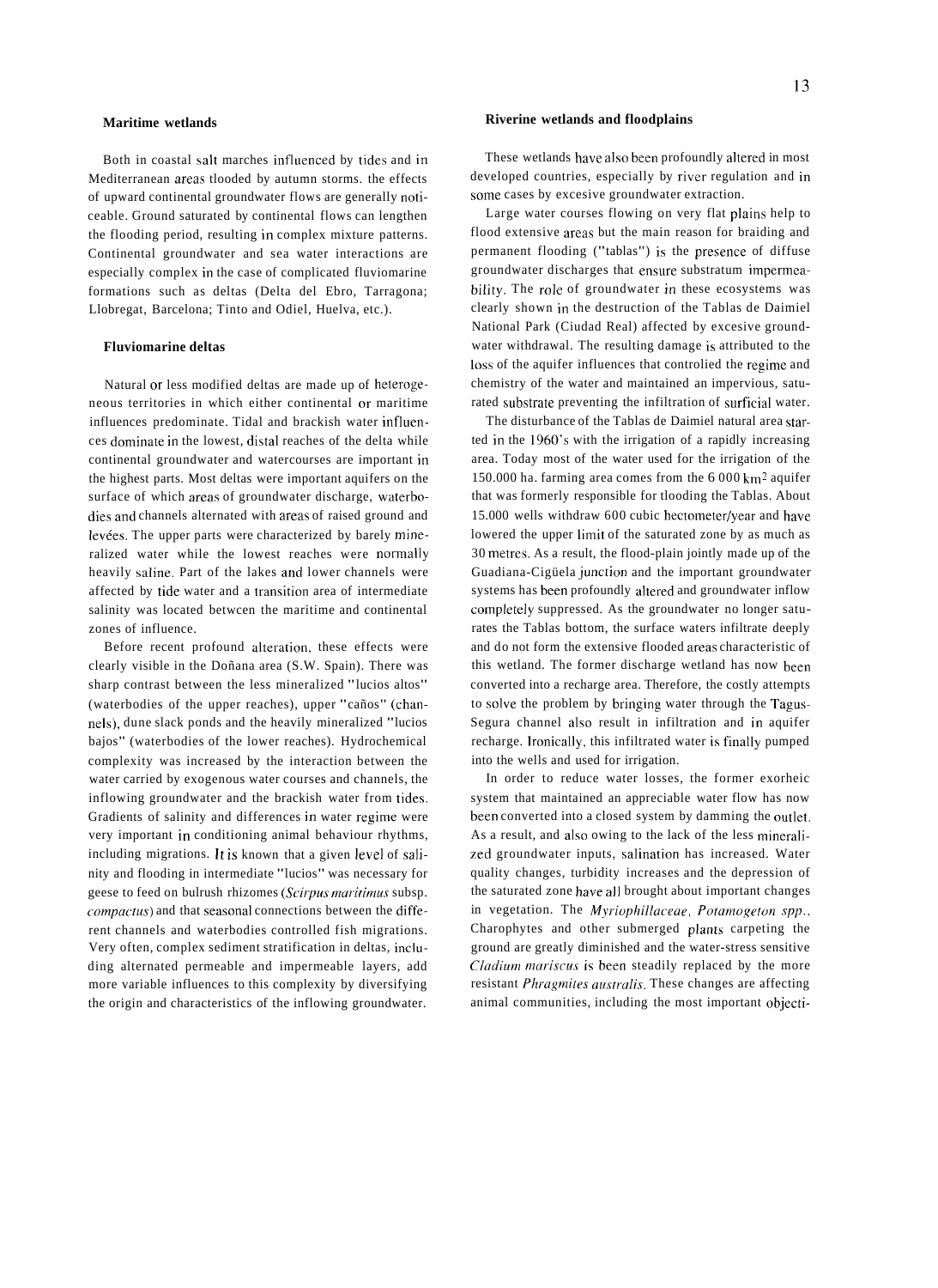## Maritime wetlands

Both in coastal salt marches influenced by tides and in Mediterranean areas tlooded by autumn storms. the effects of upward continental groundwater flows are generally noticeable. Ground saturated by continental flows can lengthen the flooding period, resulting in complex mixture patterns. Continental groundwater and sea water interactions are especially complex in the case of complicated fluviomarine formations such as deltas (Delta del Ebro, Tarragona; Llobregat, Barcelona; Tinto and Odiel, Huelva, etc.).

## Fluviomarine deltas

Natural or less modified deltas are made up of heterogeneous territories in which either continental or maritime influences predominate. Tidal and brackish water influences dominate in the lowest, distal reaches of the delta while continental groundwater and watercourses are important in the highest parts. Most deltas were important aquifers on the surface of which areas of groundwater discharge, waterbodies and channels alternated with areas of raised ground and levées. The upper parts were characterized by barely mineralized water while the lowest reaches were normally heavily saline. Part of the lakes and lower channels were affected by tide water and a transition area of intermediate salinity was located betwcen the maritime and continental zones of influence.

Before recent profound alteration, these effects were clearly visible in the Doñana area (S.W. Spain). There was sharp contrast between the less mineralized "lucios altos" (waterbodies of the upper reaches), upper "caños" (channels), dune slack ponds and the heavily mineralized "lucios bajos" (waterbodies of the lower reaches). Hydrochemical complexity was increased by the interaction between the water carried by exogenous water courses and channels, the inflowing groundwater and the brackish water from tides. Gradients of salinity and differences in water regime were very important in conditioning animal behaviour rhythms, including migrations. It is known that a given level of salinity and flooding in intermediate "lucios" was necessary for geese to feed on bulrush rhizomes (*Scirpus maritimus* subsp. *compactus*) and that seasonal connections between the different channels and waterbodies controlled fish migrations. Very often, complex sediment stratification in deltas, including alternated permeable and impermeable layers, add more variable influences to this complexity by diversifying the origin and characteristics of the inflowing groundwater.

## Riverine wetlands and floodplains

These wetlands have also been profoundly altered in most developed countries, especially by river regulation and in some cases by excesive groundwater extraction.

Large water courses flowing on very flat plains help to flood extensive areas but the main reason for braiding and permanent flooding ("tablas") is the presence of diffuse groundwater discharges that ensure substratum impermeability. The role of groundwater in these ecosystems was clearly shown in the destruction of the Tablas de Daimiel National Park (Ciudad Real) affected by excesive groundwater withdrawal. The resulting damage is attributed to the loss of the aquifer influences that controlied the regime and chemistry of the water and maintained an impervious, saturated substrate preventing the infiltration of surficial water.

The disturbance of the Tablas de Daimiel natural area started in the 1960's with the irrigation of a rapidly increasing area. Today most of the water used for the irrigation of the 150.000 ha. farming area comes from the 6 000 $km^2$ aquifer that was formerly responsible for tlooding the Tablas. About 15.000 wells withdraw 600 cubic hectometer/year and have lowered the upper limit of the saturated zone by as much as 30 metres. As a result, the flood-plain jointly made up of the Guadiana-Cigüela junction and the important groundwater systems has been profoundly altered and groundwater inflow completely suppressed. As the groundwater no longer saturates the Tablas bottom, the surface waters infiltrate deeply and do not form the extensive flooded areas characteristic of this wetland. The former discharge wetland has now been converted into a recharge area. Therefore, the costly attempts to solve the problem by bringing water through the Tagus-Segura channel also result in infiltration and in aquifer recharge. Ironically, this infiltrated water is finally pumped into the wells and used for irrigation.

In order to reduce water losses, the former exorheic system that maintained an appreciable water flow has now been converted into a closed system by damming the outlet. As a result, and also owing to the lack of the less mineralized groundwater inputs, salination has increased. Water quality changes, turbidity increases and the depression of the saturated zone have all brought about important changes in vegetation. The *Myriophillaceae*, *Potamogeton spp.*, Charophytes and other submerged plants carpeting the ground are greatly diminished and the water-stress sensitive *Cladium mariscus* is been steadily replaced by the more resistant *Phragmites australis*. These changes are affecting animal communities, including the most important objecti-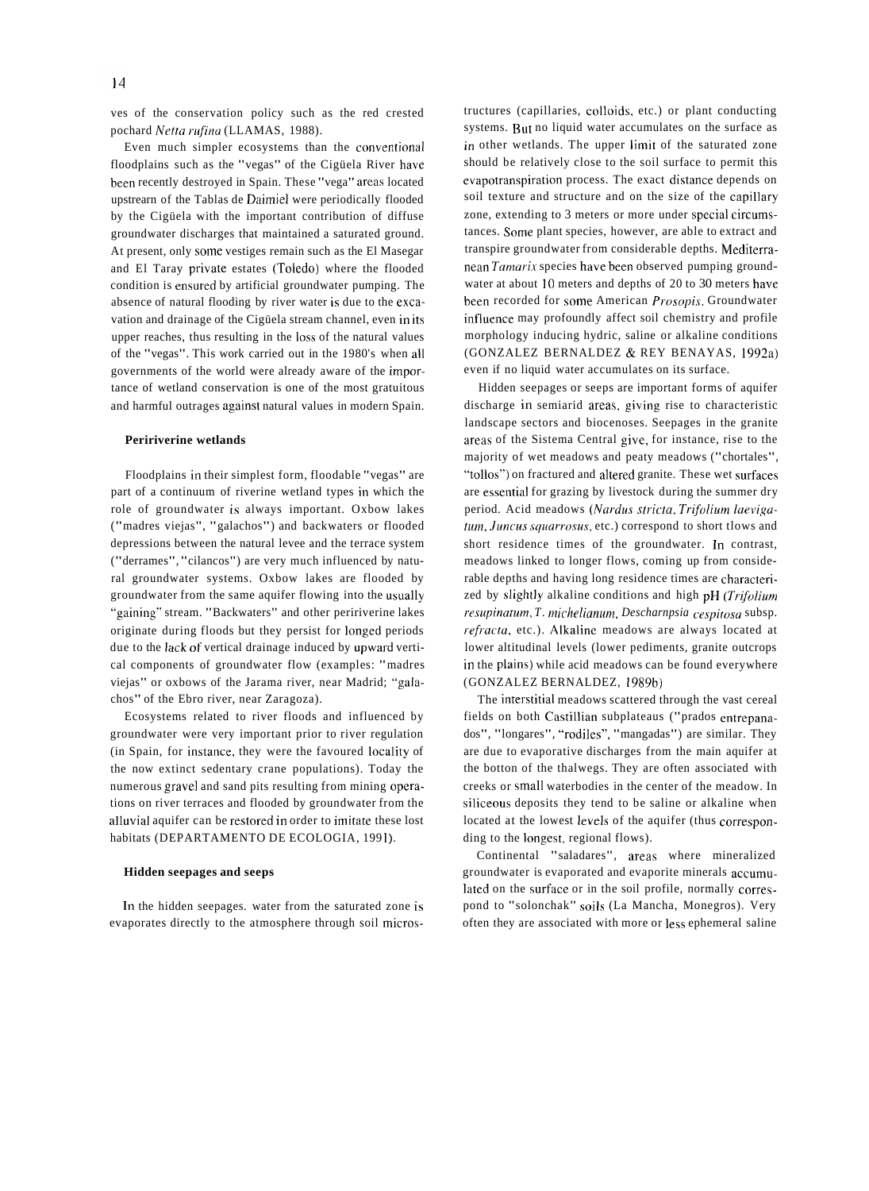ves of the conservation policy such as the red crested pochard *Netta rufina* (LLAMAS, 1988).

Even much simpler ecosystems than the conventional floodplains such as the "vegas" of the Cigüela River have been recently destroyed in Spain. These "vega" areas located upstrearn of the Tablas de Daimiel were periodically flooded by the Cigüela with the important contribution of diffuse groundwater discharges that maintained a saturated ground. At present, only some vestiges remain such as the El Masegar and El Taray private estates (Toledo) where the flooded condition is ensured by artificial groundwater pumping. The absence of natural flooding by river water is due to the excavation and drainage of the Cigüela stream channel, even in its upper reaches, thus resulting in the loss of the natural values of the "vegas". This work carried out in the 1980's when all governments of the world were already aware of the importance of wetland conservation is one of the most gratuitous and harmful outrages against natural values in modern Spain.

### Peririverine wetlands

Floodplains in their simplest form, floodable "vegas" are part of a continuum of riverine wetland types in which the role of groundwater is always important. Oxbow lakes ("madres viejas", "galachos") and backwaters or flooded depressions between the natural levee and the terrace system ("derrames", "cilancos") are very much influenced by natural groundwater systems. Oxbow lakes are flooded by groundwater from the same aquifer flowing into the usually "gaining" stream. "Backwaters" and other peririverine lakes originate during floods but they persist for longed periods due to the lack of vertical drainage induced by upward vertical components of groundwater flow (examples: "madres viejas" or oxbows of the Jarama river, near Madrid; "galachos" of the Ebro river, near Zaragoza).

Ecosystems related to river floods and influenced by groundwater were very important prior to river regulation (in Spain, for instance, they were the favoured locality of the now extinct sedentary crane populations). Today the numerous gravel and sand pits resulting from mining operations on river terraces and flooded by groundwater from the alluvial aquifer can be restored in order to imitate these lost habitats (DEPARTAMENTO DE ECOLOGIA, 1991).

### Hidden seepages and seeps

In the hidden seepages. water from the saturated zone is evaporates directly to the atmosphere through soil microstructures (capillaries, colloids, etc.) or plant conducting systems. But no liquid water accumulates on the surface as in other wetlands. The upper limit of the saturated zone should be relatively close to the soil surface to permit this evapotranspiration process. The exact distance depends on soil texture and structure and on the size of the capillary zone, extending to 3 meters or more under special circumstances. Some plant species, however, are able to extract and transpire groundwater from considerable depths. Mediterranean *Tamarix* species have been observed pumping groundwater at about 10 meters and depths of 20 to 30 meters have been recorded for some American *Prosopis*. Groundwater influence may profoundly affect soil chemistry and profile morphology inducing hydric, saline or alkaline conditions (GONZALEZ BERNALDEZ & REY BENAYAS, 1992a) even if no liquid water accumulates on its surface.

Hidden seepages or seeps are important forms of aquifer discharge in semiarid areas, giving rise to characteristic landscape sectors and biocenoses. Seepages in the granite areas of the Sistema Central give, for instance, rise to the majority of wet meadows and peaty meadows ("chortales", "tollos") on fractured and altered granite. These wet surfaces are essential for grazing by livestock during the summer dry period. Acid meadows (*Nardus stricta*, *Trifolium laevigatum*, *Juncus squarrosus*, etc.) correspond to short tlows and short residence times of the groundwater. In contrast, meadows linked to longer flows, coming up from considerable depths and having long residence times are characterized by slightly alkaline conditions and high pH (*Trifolium resupinatum*, *T. michelianum*, *Descharnpsia cespitosa* subsp. *refracta*, etc.). Alkaline meadows are always located at lower altitudinal levels (lower pediments, granite outcrops in the plains) while acid meadows can be found everywhere (GONZALEZ BERNALDEZ, 1989b)

The interstitial meadows scattered through the vast cereal fields on both Castillian subplateaus ("prados entrepanados", "longares", "rodiles", "mangadas") are similar. They are due to evaporative discharges from the main aquifer at the botton of the thalwegs. They are often associated with creeks or small waterbodies in the center of the meadow. In siliceous deposits they tend to be saline or alkaline when located at the lowest levels of the aquifer (thus corresponding to the longest, regional flows).

Continental "saladares", areas where mineralized groundwater is evaporated and evaporite minerals accumulated on the surface or in the soil profile, normally correspond to "solonchak" soils (La Mancha, Monegros). Very often they are associated with more or less ephemeral saline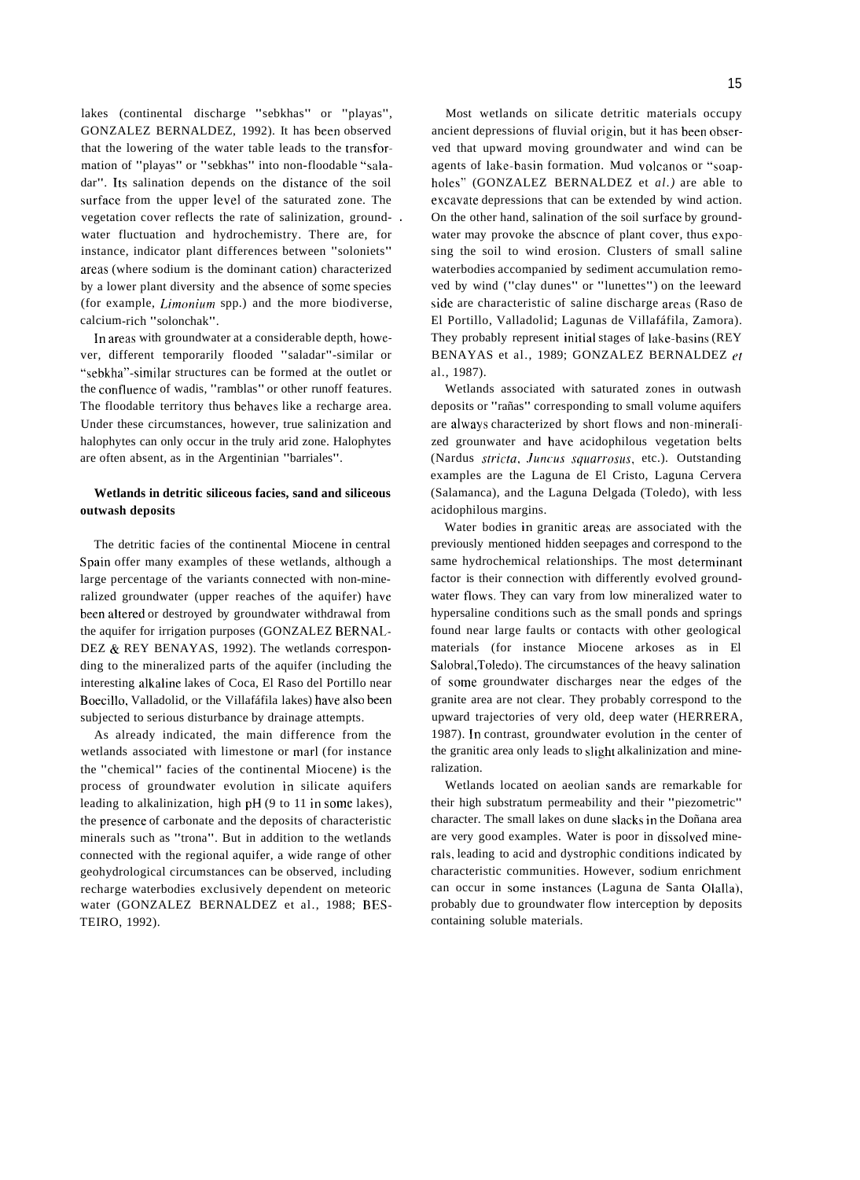lakes (continental discharge "sebkhas" or "playas", GONZALEZ BERNALDEZ, 1992). It has been observed that the lowering of the water table leads to the transformation of "playas" or "sebkhas" into non-floodable "saladar". Its salination depends on the distance of the soil surface from the upper level of the saturated zone. The vegetation cover reflects the rate of salinization, groundwater fluctuation and hydrochemistry. There are, for instance, indicator plant differences between "soloniets" areas (where sodium is the dominant cation) characterized by a lower plant diversity and the absence of some species (for example, *Limonium* spp.) and the more biodiverse, calcium-rich "solonchak".

In areas with groundwater at a considerable depth, however, different temporarily flooded "saladar"-similar or "sebkha"-similar structures can be formed at the outlet or the confluence of wadis, "ramblas" or other runoff features. The floodable territory thus behaves like a recharge area. Under these circumstances, however, true salinization and halophytes can only occur in the truly arid zone. Halophytes are often absent, as in the Argentinian "barriales".

### Wetlands in detritic siliceous facies, sand and siliceous outwash deposits

The detritic facies of the continental Miocene in central Spain offer many examples of these wetlands, although a large percentage of the variants connected with non-mineralized groundwater (upper reaches of the aquifer) have been altered or destroyed by groundwater withdrawal from the aquifer for irrigation purposes (GONZALEZ BERNALDEZ & REY BENAYAS, 1992). The wetlands corresponding to the mineralized parts of the aquifer (including the interesting alkaline lakes of Coca, El Raso del Portillo near Boecillo, Valladolid, or the Villafáfila lakes) have also been subjected to serious disturbance by drainage attempts.

As already indicated, the main difference from the wetlands associated with limestone or marl (for instance the "chemical" facies of the continental Miocene) is the process of groundwater evolution in silicate aquifers leading to alkalinization, high pH (9 to 11 in some lakes), the presence of carbonate and the deposits of characteristic minerals such as "trona". But in addition to the wetlands connected with the regional aquifer, a wide range of other geohydrological circumstances can be observed, including recharge waterbodies exclusively dependent on meteoric water (GONZALEZ BERNALDEZ et al., 1988; BESTEIRO, 1992).

Most wetlands on silicate detritic materials occupy ancient depressions of fluvial origin, but it has been observed that upward moving groundwater and wind can be agents of lake-basin formation. Mud volcanos or "soap-holes" (GONZALEZ BERNALDEZ et *al.)* are able to excavate depressions that can be extended by wind action. On the other hand, salination of the soil surface by groundwater may provoke the abscnce of plant cover, thus exposing the soil to wind erosion. Clusters of small saline waterbodies accompanied by sediment accumulation removed by wind ("clay dunes" or "lunettes") on the leeward side are characteristic of saline discharge areas (Raso de El Portillo, Valladolid; Lagunas de Villafáfila, Zamora). They probably represent initial stages of lake-basins (REY BENAYAS et al., 1989; GONZALEZ BERNALDEZ *et* al., 1987).

Wetlands associated with saturated zones in outwash deposits or "rañas" corresponding to small volume aquifers are always characterized by short flows and non-mineralized grounwater and have acidophilous vegetation belts (Nardus *stricta*, *Juncus squarrosus*, etc.). Outstanding examples are the Laguna de El Cristo, Laguna Cervera (Salamanca), and the Laguna Delgada (Toledo), with less acidophilous margins.

Water bodies in granitic areas are associated with the previously mentioned hidden seepages and correspond to the same hydrochemical relationships. The most determinant factor is their connection with differently evolved groundwater flows. They can vary from low mineralized water to hypersaline conditions such as the small ponds and springs found near large faults or contacts with other geological materials (for instance Miocene arkoses as in El Salobral,Toledo). The circumstances of the heavy salination of some groundwater discharges near the edges of the granite area are not clear. They probably correspond to the upward trajectories of very old, deep water (HERRERA, 1987). In contrast, groundwater evolution in the center of the granitic area only leads to slight alkalinization and mineralization.

Wetlands located on aeolian sands are remarkable for their high substratum permeability and their "piezometric" character. The small lakes on dune slacks in the Doñana area are very good examples. Water is poor in dissolved minerals, leading to acid and dystrophic conditions indicated by characteristic communities. However, sodium enrichment can occur in some instances (Laguna de Santa Olalla), probably due to groundwater flow interception by deposits containing soluble materials.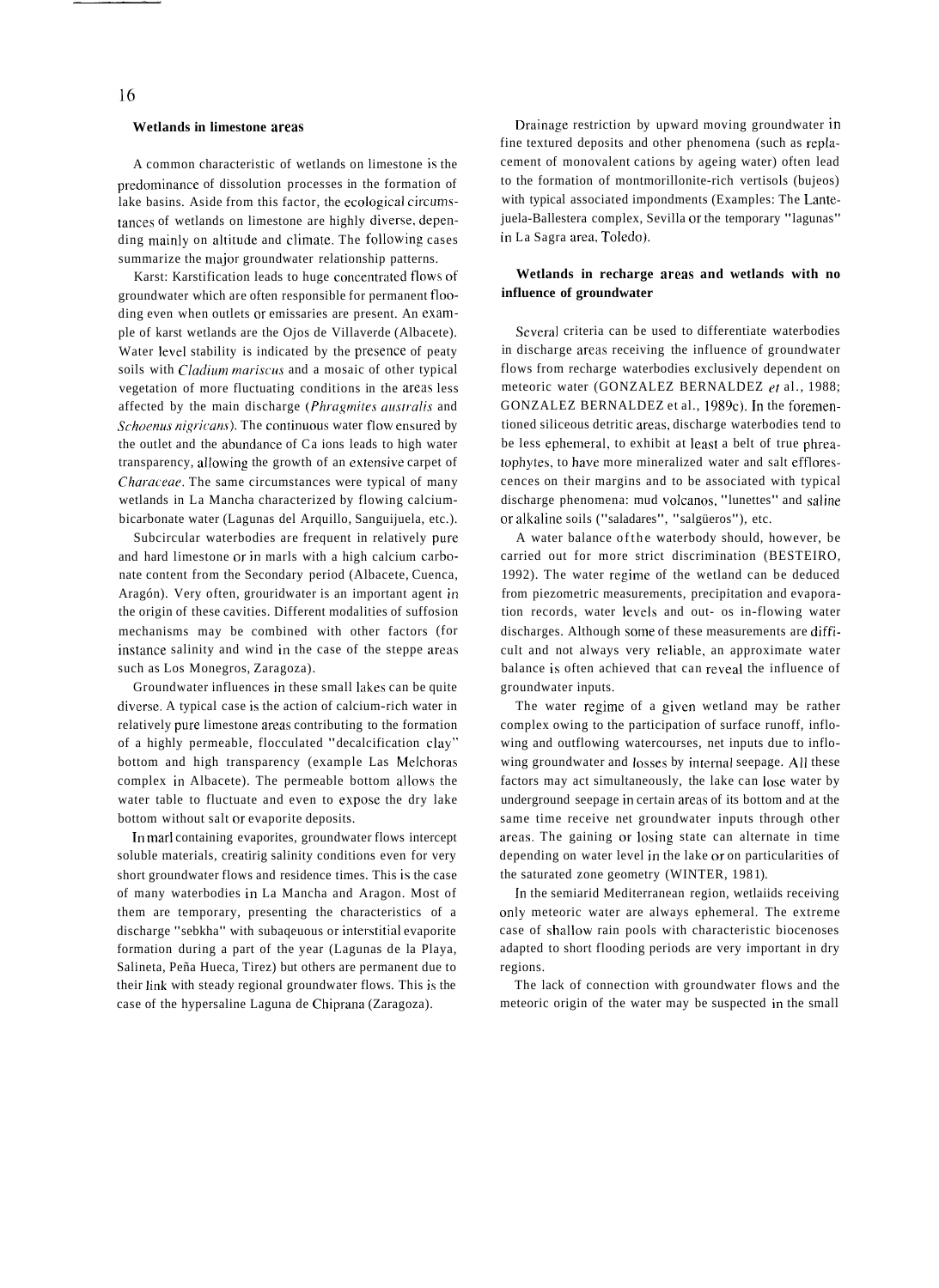### Wetlands in limestone areas

A common characteristic of wetlands on limestone is the predominance of dissolution processes in the formation of lake basins. Aside from this factor, the ecological circumstances of wetlands on limestone are highly diverse, depending mainly on altitude and climate. The following cases summarize the major groundwater relationship patterns.

Karst: Karstification leads to huge concentrated flows of groundwater which are often responsible for permanent flooding even when outlets or emissaries are present. An example of karst wetlands are the Ojos de Villaverde (Albacete). Water level stability is indicated by the presence of peaty soils with *Cladium mariscus* and a mosaic of other typical vegetation of more fluctuating conditions in the areas less affected by the main discharge (*Phragmites australis* and *Schoenus nigricans*). The continuous water flow ensured by the outlet and the abundance of Ca ions leads to high water transparency, allowing the growth of an extensive carpet of *Characeae*. The same circumstances were typical of many wetlands in La Mancha characterized by flowing calcium-bicarbonate water (Lagunas del Arquillo, Sanguijuela, etc.).

Subcircular waterbodies are frequent in relatively pure and hard limestone or in marls with a high calcium carbonate content from the Secondary period (Albacete, Cuenca, Aragón). Very often, grouridwater is an important agent in the origin of these cavities. Different modalities of suffosion mechanisms may be combined with other factors (for instance salinity and wind in the case of the steppe areas such as Los Monegros, Zaragoza).

Groundwater influences in these small lakes can be quite diverse. A typical case is the action of calcium-rich water in relatively pure limestone areas contributing to the formation of a highly permeable, flocculated "decalcification clay" bottom and high transparency (example Las Melchoras complex in Albacete). The permeable bottom allows the water table to fluctuate and even to expose the dry lake bottom without salt or evaporite deposits.

In marl containing evaporites, groundwater flows intercept soluble materials, creatirig salinity conditions even for very short groundwater flows and residence times. This is the case of many waterbodies in La Mancha and Aragon. Most of them are temporary, presenting the characteristics of a discharge "sebkha" with subaqeuous or interstitial evaporite formation during a part of the year (Lagunas de la Playa, Salineta, Peña Hueca, Tirez) but others are permanent due to their link with steady regional groundwater flows. This is the case of the hypersaline Laguna de Chiprana (Zaragoza).

Drainage restriction by upward moving groundwater in fine textured deposits and other phenomena (such as replacement of monovalent cations by ageing water) often lead to the formation of montmorillonite-rich vertisols (bujeos) with typical associated impondments (Examples: The Lantejuela-Ballestera complex, Sevilla or the temporary "lagunas" in La Sagra area, Toledo).

### Wetlands in recharge areas and wetlands with no influence of groundwater

Several criteria can be used to differentiate waterbodies in discharge areas receiving the influence of groundwater flows from recharge waterbodies exclusively dependent on meteoric water (GONZALEZ BERNALDEZ *et* al., 1988; GONZALEZ BERNALDEZ et al., 1989c). In the forementioned siliceous detritic areas, discharge waterbodies tend to be less ephemeral, to exhibit at least a belt of true phreatophytes, to have more mineralized water and salt efflorescences on their margins and to be associated with typical discharge phenomena: mud volcanos, "lunettes" and saline or alkaline soils ("saladares", "salgüeros"), etc.

A water balance ofthe waterbody should, however, be carried out for more strict discrimination (BESTEIRO, 1992). The water regime of the wetland can be deduced from piezometric measurements, precipitation and evaporation records, water levels and out- os in-flowing water discharges. Although some of these measurements are difficult and not always very reliable, an approximate water balance is often achieved that can reveal the influence of groundwater inputs.

The water regime of a given wetland may be rather complex owing to the participation of surface runoff, inflowing and outflowing watercourses, net inputs due to inflowing groundwater and losses by internal seepage. All these factors may act simultaneously, the lake can lose water by underground seepage in certain areas of its bottom and at the same time receive net groundwater inputs through other areas. The gaining or losing state can alternate in time depending on water level in the lake or on particularities of the saturated zone geometry (WINTER, 1981).

In the semiarid Mediterranean region, wetlaiids receiving only meteoric water are always ephemeral. The extreme case of shallow rain pools with characteristic biocenoses adapted to short flooding periods are very important in dry regions.

The lack of connection with groundwater flows and the meteoric origin of the water may be suspected in the small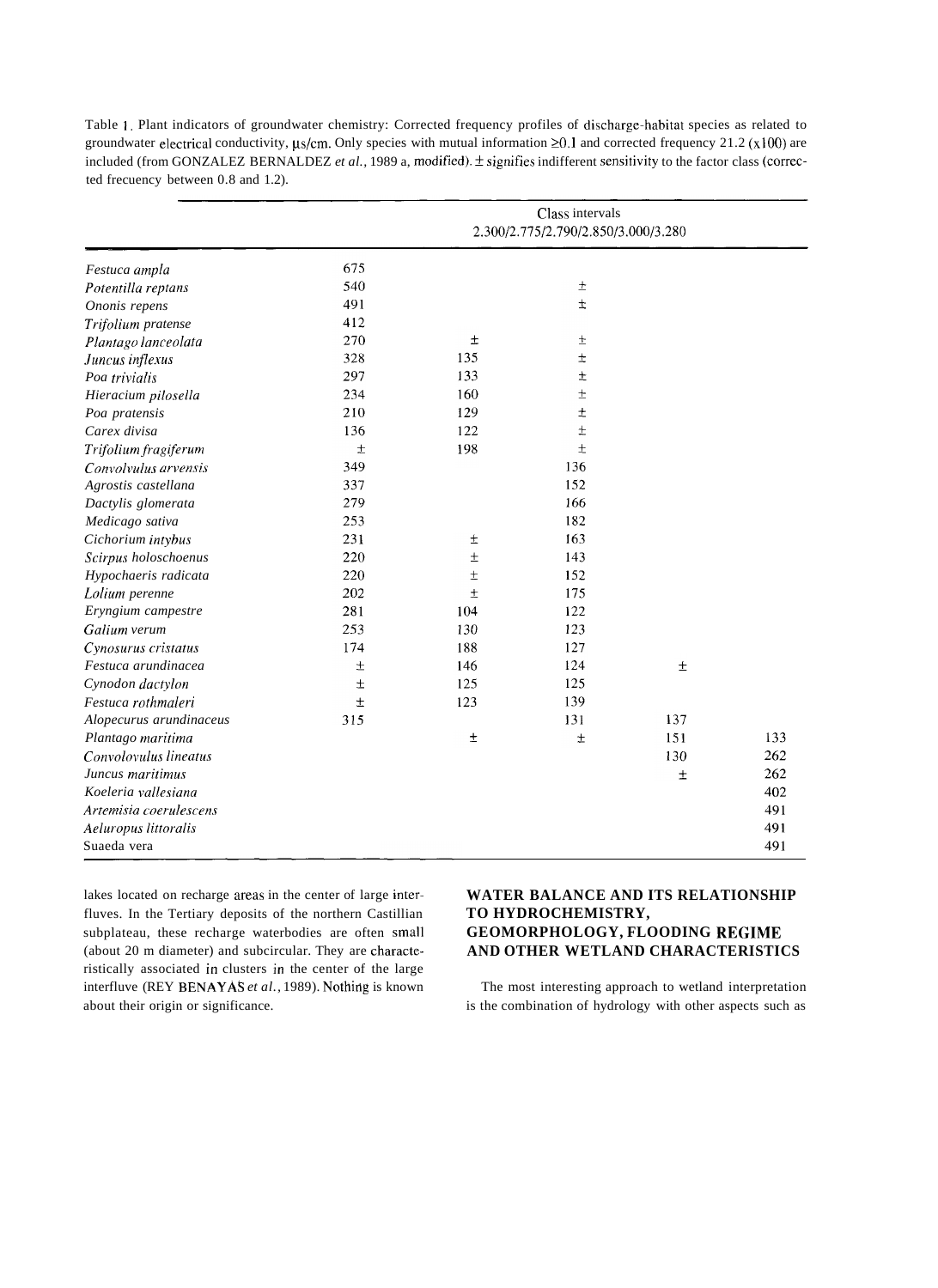Table 1. Plant indicators of groundwater chemistry: Corrected frequency profiles of discharge-habitat species as related to groundwater electrical conductivity, µs/cm. Only species with mutual information ≥0.1 and corrected frequency ≥1.2 (x100) are included (from GONZALEZ BERNALDEZ *et al.*, 1989 a, modified). ± signifies indifferent sensitivity to the factor class (corrected frecuency between 0.8 and 1.2).

| | Class intervals | | | | |
|---|---|---|---|---|---|
| | 2.300/2.775/2.790/2.850/3.000/3.280 | | | | |
| *Festuca ampla* | 675 | | | | |
| *Potentilla reptans* | 540 | | ± | | |
| *Ononis repens* | 491 | | ± | | |
| *Trifolium pratense* | 412 | | | | |
| *Plantago lanceolata* | 270 | ± | ± | | |
| *Juncus inflexus* | 328 | 135 | ± | | |
| *Poa trivialis* | 297 | 133 | ± | | |
| *Hieracium pilosella* | 234 | 160 | ± | | |
| *Poa pratensis* | 210 | 129 | ± | | |
| *Carex divisa* | 136 | 122 | ± | | |
| *Trifolium fragiferum* | ± | 198 | ± | | |
| *Convolvulus arvensis* | 349 | | 136 | | |
| *Agrostis castellana* | 337 | | 152 | | |
| *Dactylis glomerata* | 279 | | 166 | | |
| *Medicago sativa* | 253 | | 182 | | |
| *Cichorium intybus* | 231 | ± | 163 | | |
| *Scirpus holoschoenus* | 220 | ± | 143 | | |
| *Hypochaeris radicata* | 220 | ± | 152 | | |
| *Lolium perenne* | 202 | ± | 175 | | |
| *Eryngium campestre* | 281 | 104 | 122 | | |
| *Galium verum* | 253 | 130 | 123 | | |
| *Cynosurus cristatus* | 174 | 188 | 127 | | |
| *Festuca arundinacea* | ± | 146 | 124 | ± | |
| *Cynodon dactylon* | ± | 125 | 125 | | |
| *Festuca rothmaleri* | ± | 123 | 139 | | |
| *Alopecurus arundinaceus* | 315 | | 131 | 137 | |
| *Plantago maritima* | | ± | ± | 151 | 133 |
| *Convolovulus lineatus* | | | | 130 | 262 |
| *Juncus maritimus* | | | | ± | 262 |
| *Koeleria vallesiana* | | | | | 402 |
| *Artemisia coerulescens* | | | | | 491 |
| *Aeluropus littoralis* | | | | | 491 |
| Suaeda vera | | | | | 491 |

lakes located on recharge areas in the center of large interfluves. In the Tertiary deposits of the northern Castillian subplateau, these recharge waterbodies are often small (about 20 m diameter) and subcircular. They are characteristically associated in clusters in the center of the large interfluve (REY BENAYAS *et al.*, 1989). Nothing is known about their origin or significance.

## WATER BALANCE AND ITS RELATIONSHIP TO HYDROCHEMISTRY, GEOMORPHOLOGY, FLOODING REGIME AND OTHER WETLAND CHARACTERISTICS

The most interesting approach to wetland interpretation is the combination of hydrology with other aspects such as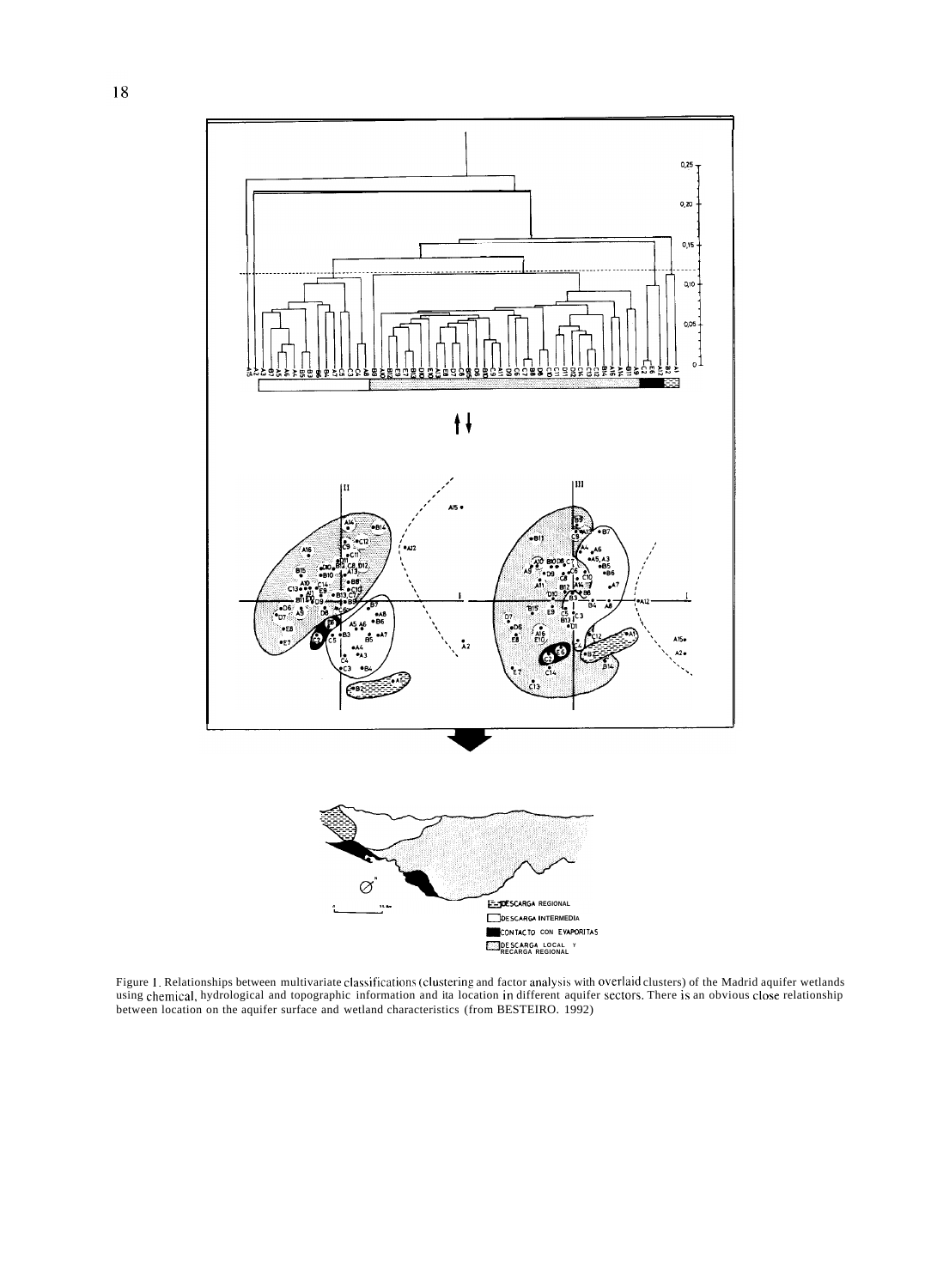Figure 1. Relationships between multivariate classifications (clustering and factor analysis with overlaid clusters) of the Madrid aquifer wetlands using chemical, hydrological and topographic information and ita location in different aquifer sectors. There is an obvious close relationship between location on the aquifer surface and wetland characteristics (from BESTEIRO. 1992)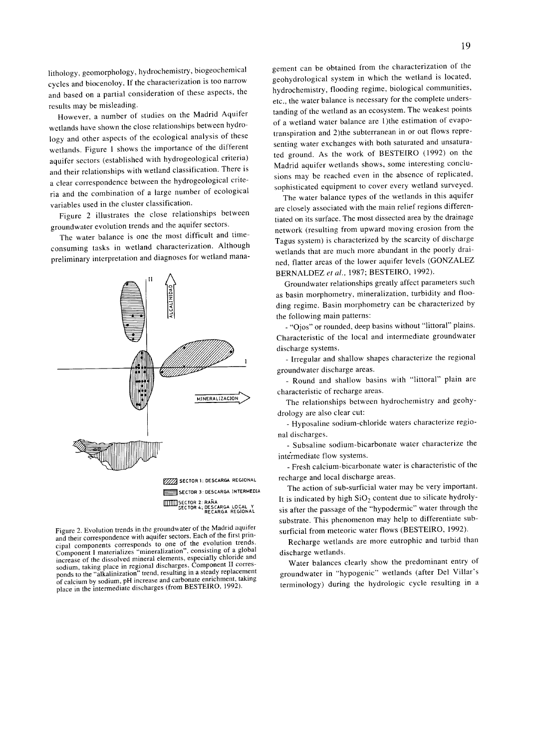lithology, geomorphology, hydrochemistry, biogeochemical cycles and biocenoloy. If the characterization is too narrow and based on a partial consideration of these aspects, the results may be misleading.

However, a number of studies on the Madrid Aquifer wetlands have shown the close relationships between hydrology and other aspects of the ecological analysis of these wetlands. Figure 1 shows the importance of the different aquifer sectors (established with hydrogeological criteria) and their relationships with wetland classification. There is a clear correspondence between the hydrogeological criteria and the combination of a large number of ecological variables used in the cluster classification.

Figure 2 illustrates the close relationships between groundwater evolution trends and the aquifer sectors.

The water balance is one the most difficult and time-consuming tasks in wetland characterization. Although preliminary interpretation and diagnoses for wetland management can be obtained from the characterization of the geohydrological system in which the wetland is located, hydrochemistry, flooding regime, biological communities, etc., the water balance is necessary for the complete understanding of the wetland as an ecosystem. The weakest points of a wetland water balance are 1)the estimation of evapotranspiration and 2)the subterranean in or out flows representing water exchanges with both saturated and unsaturated ground. As the work of BESTEIRO (1992) on the Madrid aquifer wetlands shows, some interesting conclusions may be reached even in the absence of replicated, sophisticated equipment to cover every wetland surveyed.

II

ALCALINIDAD

I

MINERALIZACION

SECTOR 1: DESCARGA REGIONAL

SECTOR 3: DESCARGA INTERMEDIA

SECTOR 2: RAÑA
SECTOR 4: DESCARGA LOCAL Y RECARGA REGIONAL

Figure 2. Evolution trends in the groundwater of the Madrid aquifer and their correspondence with aquifer sectors. Each of the first principal components corresponds to one of the evolution trends. Component I materializes "mineralization", consisting of a global increase of the dissolved mineral elements, especially chloride and sodium, taking place in regional discharges. Component II corresponds to the "alkalinization" trend, resulting in a steady replacement of calcium by sodium, pH increase and carbonate enrichment, taking place in the intermediate discharges (from BESTEIRO, 1992).

The water balance types of the wetlands in this aquifer are closely associated with the main relief regions differentiated on its surface. The most dissected area by the drainage network (resulting from upward moving erosion from the Tagus system) is characterized by the scarcity of discharge wetlands that are much more abundant in the poorly drained, flatter areas of the lower aquifer levels (GONZALEZ BERNALDEZ *et al.*, 1987; BESTEIRO, 1992).

Groundwater relationships greatly affect parameters such as basin morphometry, mineralization, turbidity and flooding regime. Basin morphometry can be characterized by the following main patterns:

- "Ojos" or rounded, deep basins without "littoral" plains. Characteristic of the local and intermediate groundwater discharge systems.
- Irregular and shallow shapes characterize the regional groundwater discharge areas.
- Round and shallow basins with "littoral" plain are characteristic of recharge areas.

The relationships between hydrochemistry and geohydrology are also clear cut:

- Hyposaline sodium-chloride waters characterize regional discharges.
- Subsaline sodium-bicarbonate water characterize the intermediate flow systems.
- Fresh calcium-bicarbonate water is characteristic of the recharge and local discharge areas.

The action of sub-surficial water may be very important. It is indicated by high $SiO_2$ content due to silicate hydrolysis after the passage of the "hypodermic" water through the substrate. This phenomenon may help to differentiate sub-surficial from meteoric water flows (BESTEIRO, 1992).

Recharge wetlands are more eutrophic and turbid than discharge wetlands.

Water balances clearly show the predominant entry of groundwater in "hypogenic" wetlands (after Del Villar's terminology) during the hydrologic cycle resulting in a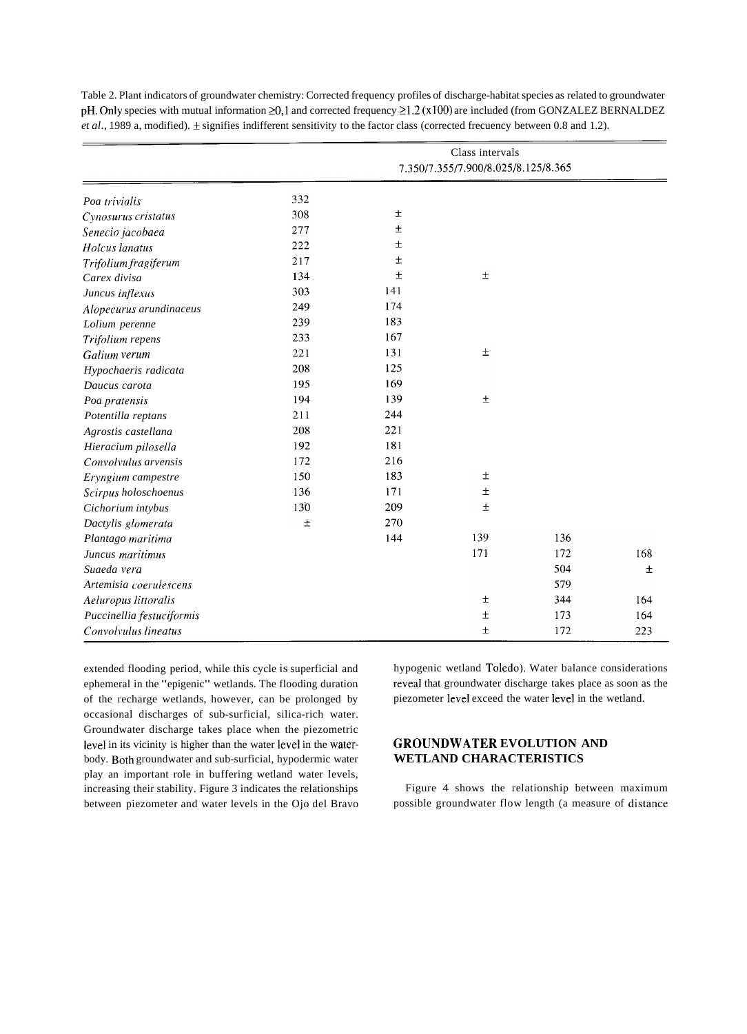Table 2. Plant indicators of groundwater chemistry: Corrected frequency profiles of discharge-habitat species as related to groundwater pH. Only species with mutual information ≥0,1 and corrected frequency ≥1.2 (x100) are included (from GONZALEZ BERNALDEZ *et al.*, 1989 a, modified). ± signifies indifferent sensitivity to the factor class (corrected frecuency between 0.8 and 1.2).

| | Class intervals 7.350/7.355/7.900/8.025/8.125/8.365 | | | | |
|---|---|---|---|---|---|
| *Poa trivialis* | 332 | | | | |
| *Cynosurus cristatus* | 308 | ± | | | |
| *Senecio jacobaea* | 277 | ± | | | |
| *Holcus lanatus* | 222 | ± | | | |
| *Trifolium fragiferum* | 217 | ± | | | |
| *Carex divisa* | 134 | ± | ± | | |
| *Juncus inflexus* | 303 | 141 | | | |
| *Alopecurus arundinaceus* | 249 | 174 | | | |
| *Lolium perenne* | 239 | 183 | | | |
| *Trifolium repens* | 233 | 167 | | | |
| *Galium verum* | 221 | 131 | ± | | |
| *Hypochaeris radicata* | 208 | 125 | | | |
| *Daucus carota* | 195 | 169 | | | |
| *Poa pratensis* | 194 | 139 | ± | | |
| *Potentilla reptans* | 211 | 244 | | | |
| *Agrostis castellana* | 208 | 221 | | | |
| *Hieracium pilosella* | 192 | 181 | | | |
| *Convolvulus arvensis* | 172 | 216 | | | |
| *Eryngium campestre* | 150 | 183 | ± | | |
| *Scirpus holoschoenus* | 136 | 171 | ± | | |
| *Cichorium intybus* | 130 | 209 | ± | | |
| *Dactylis glomerata* | ± | 270 | | | |
| *Plantago maritima* | | 144 | 139 | 136 | |
| *Juncus maritimus* | | | 171 | 172 | 168 |
| *Suaeda vera* | | | | 504 | ± |
| *Artemisia coerulescens* | | | | 579 | |
| *Aeluropus littoralis* | | | ± | 344 | 164 |
| *Puccinellia festuciformis* | | | ± | 173 | 164 |
| *Convolvulus lineatus* | | | ± | 172 | 223 |

extended flooding period, while this cycle is superficial and ephemeral in the "epigenic" wetlands. The flooding duration of the recharge wetlands, however, can be prolonged by occasional discharges of sub-surficial, silica-rich water. Groundwater discharge takes place when the piezometric level in its vicinity is higher than the water level in the water-body. Both groundwater and sub-surficial, hypodermic water play an important role in buffering wetland water levels, increasing their stability. Figure 3 indicates the relationships between piezometer and water levels in the Ojo del Bravo hypogenic wetland Toledo). Water balance considerations reveal that groundwater discharge takes place as soon as the piezometer level exceed the water level in the wetland.

## GROUNDWATER EVOLUTION AND WETLAND CHARACTERISTICS

Figure 4 shows the relationship between maximum possible groundwater flow length (a measure of distance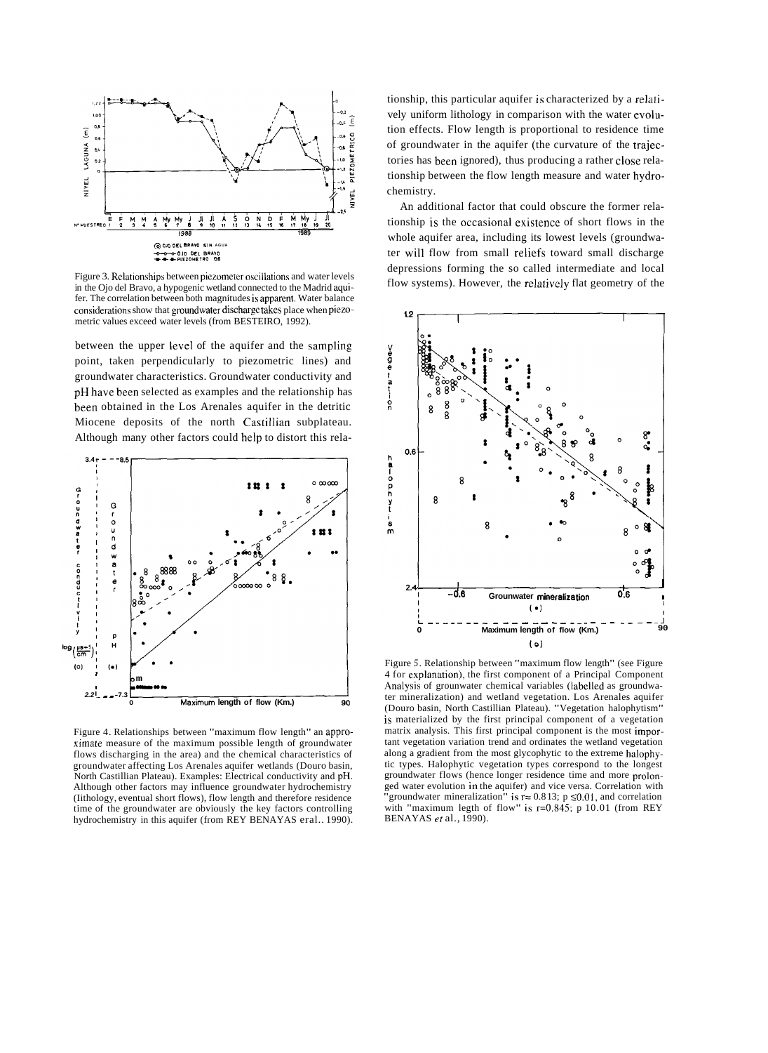Figure 3. Relationships between piezometer oscillations and water levels in the Ojo del Bravo, a hypogenic wetland connected to the Madrid aquifer. The correlation between both magnitudes is apparent. Water balance considerations show that groundwater discharge takes place when piezometric values exceed water levels (from BESTEIRO, 1992).

between the upper level of the aquifer and the sampling point, taken perpendicularly to piezometric lines) and groundwater characteristics. Groundwater conductivity and pH have been selected as examples and the relationship has been obtained in the Los Arenales aquifer in the detritic Miocene deposits of the north Castillian subplateau. Although many other factors could help to distort this relationship, this particular aquifer is characterized by a relatively uniform lithology in comparison with the water evolution effects. Flow length is proportional to residence time of groundwater in the aquifer (the curvature of the trajectories has been ignored), thus producing a rather close relationship between the flow length measure and water hydrochemistry.

Figure 4. Relationships between "maximum flow length" an approximate measure of the maximum possible length of groundwater flows discharging in the area) and the chemical characteristics of groundwater affecting Los Arenales aquifer wetlands (Douro basin, North Castillian Plateau). Examples: Electrical conductivity and pH. Although other factors may influence groundwater hydrochemistry (lithology, eventual short flows), flow length and therefore residence time of the groundwater are obviously the key factors controlling hydrochemistry in this aquifer (from REY BENAYAS eral.. 1990).

An additional factor that could obscure the former relationship is the occasional existence of short flows in the whole aquifer area, including its lowest levels (groundwater will flow from small reliefs toward small discharge depressions forming the so called intermediate and local flow systems). However, the relatively flat geometry of the

Figure 5. Relationship between "maximum flow length" (see Figure 4 for explanation), the first component of a Principal Component Analysis of grounwater chemical variables (labelled as groundwater mineralization) and wetland vegetation. Los Arenales aquifer (Douro basin, North Castillian Plateau). "Vegetation halophytism" is materialized by the first principal component of a vegetation matrix analysis. This first principal component is the most important vegetation variation trend and ordinates the wetland vegetation along a gradient from the most glycophytic to the extreme halophytic types. Halophytic vegetation types correspond to the longest groundwater flows (hence longer residence time and more prolonged water evolution in the aquifer) and vice versa. Correlation with "groundwater mineralization" is $r = 0.813$; $p \leq 0.01$, and correlation with "maximum legth of flow" is $r = 0.845$; p 10.01 (from REY BENAYAS *et* al., 1990).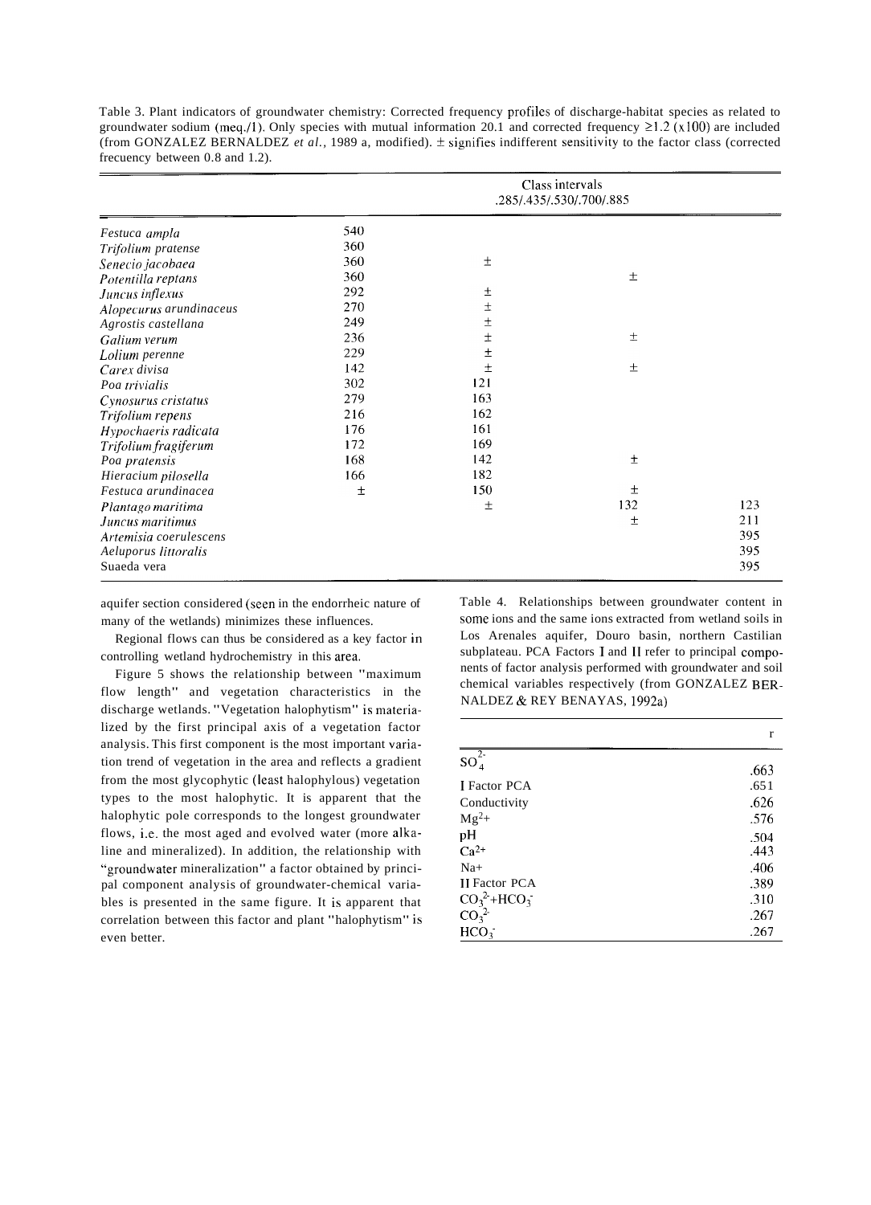Table 3. Plant indicators of groundwater chemistry: Corrected frequency profiles of discharge-habitat species as related to groundwater sodium (meq./l). Only species with mutual information ≥0.1 and corrected frequency ≥1.2 (x100) are included (from GONZALEZ BERNALDEZ *et al.*, 1989 a, modified). ± signifies indifferent sensitivity to the factor class (corrected frecuency between 0.8 and 1.2).

| | Class intervals .285/.435/.530/.700/.885 | | | |
|---|---|---|---|---|
| *Festuca ampla* | 540 | | | |
| *Trifolium pratense* | 360 | | | |
| *Senecio jacobaea* | 360 | ± | | |
| *Potentilla reptans* | 360 | | ± | |
| *Juncus inflexus* | 292 | ± | | |
| *Alopecurus arundinaceus* | 270 | ± | | |
| *Agrostis castellana* | 249 | ± | | |
| *Galium verum* | 236 | ± | ± | |
| *Lolium perenne* | 229 | ± | | |
| *Carex divisa* | 142 | ± | ± | |
| *Poa trivialis* | 302 | 121 | | |
| *Cynosurus cristatus* | 279 | 163 | | |
| *Trifolium repens* | 216 | 162 | | |
| *Hypochaeris radicata* | 176 | 161 | | |
| *Trifolium fragiferum* | 172 | 169 | | |
| *Poa pratensis* | 168 | 142 | ± | |
| *Hieracium pilosella* | 166 | 182 | | |
| *Festuca arundinacea* | ± | 150 | ± | |
| *Plantago maritima* | | ± | 132 | 123 |
| *Juncus maritimus* | | | ± | 211 |
| *Artemisia coerulescens* | | | | 395 |
| *Aeluporus littoralis* | | | | 395 |
| Suaeda vera | | | | 395 |

aquifer section considered (seen in the endorrheic nature of many of the wetlands) minimizes these influences.

Regional flows can thus be considered as a key factor in controlling wetland hydrochemistry in this area.

Figure 5 shows the relationship between "maximum flow length" and vegetation characteristics in the discharge wetlands. "Vegetation halophytism" is materialized by the first principal axis of a vegetation factor analysis. This first component is the most important variation trend of vegetation in the area and reflects a gradient from the most glycophytic (least halophylous) vegetation types to the most halophytic. It is apparent that the halophytic pole corresponds to the longest groundwater flows, i.e. the most aged and evolved water (more alkaline and mineralized). In addition, the relationship with "groundwater mineralization" a factor obtained by principal component analysis of groundwater-chemical variables is presented in the same figure. It is apparent that correlation between this factor and plant "halophytism" is even better.

Table 4. Relationships between groundwater content in some ions and the same ions extracted from wetland soils in Los Arenales aquifer, Douro basin, northern Castilian subplateau. PCA Factors I and II refer to principal components of factor analysis performed with groundwater and soil chemical variables respectively (from GONZALEZ BERNALDEZ & REY BENAYAS, 1992a)

| | r |
|---|---|
| $SO_4^{2-}$ | .663 |
| I Factor PCA | .651 |
| Conductivity | .626 |
| $Mg^{2+}$ | .576 |
| pH | .504 |
| $Ca^{2+}$ | .443 |
| $Na^{+}$ | .406 |
| II Factor PCA | .389 |
| $CO_3^{2-}+HCO_3^{-}$ | .310 |
| $CO_3^{2-}$ | .267 |
| $HCO_3^{-}$ | .267 |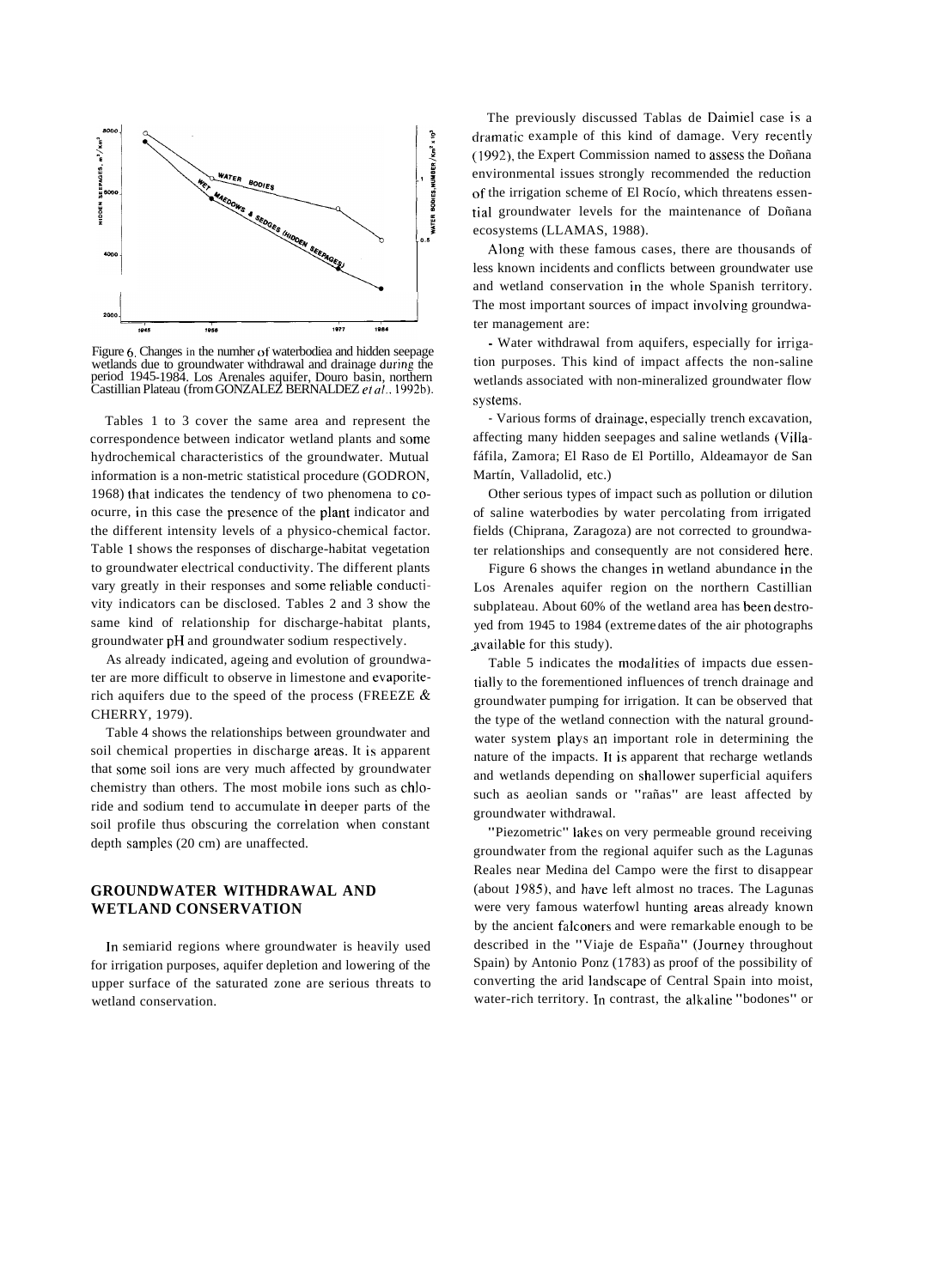Figure 6. Changes in the numher of waterbodiea and hidden seepage wetlands due to groundwater withdrawal and drainage during the period 1945-1984. Los Arenales aquifer, Douro basin, northern Castillian Plateau (from GONZALEZ BERNALDEZ *et al.*, 1992b).

Tables 1 to 3 cover the same area and represent the correspondence between indicator wetland plants and some hydrochemical characteristics of the groundwater. Mutual information is a non-metric statistical procedure (GODRON, 1968) that indicates the tendency of two phenomena to co-ocurre, in this case the presence of the plant indicator and the different intensity levels of a physico-chemical factor. Table 1 shows the responses of discharge-habitat vegetation to groundwater electrical conductivity. The different plants vary greatly in their responses and some reliable conductivity indicators can be disclosed. Tables 2 and 3 show the same kind of relationship for discharge-habitat plants, groundwater pH and groundwater sodium respectively.

As already indicated, ageing and evolution of groundwater are more difficult to observe in limestone and evaporite-rich aquifers due to the speed of the process (FREEZE & CHERRY, 1979).

Table 4 shows the relationships between groundwater and soil chemical properties in discharge areas. It is apparent that some soil ions are very much affected by groundwater chemistry than others. The most mobile ions such as chloride and sodium tend to accumulate in deeper parts of the soil profile thus obscuring the correlation when constant depth samples (20 cm) are unaffected.

## GROUNDWATER WITHDRAWAL AND WETLAND CONSERVATION

In semiarid regions where groundwater is heavily used for irrigation purposes, aquifer depletion and lowering of the upper surface of the saturated zone are serious threats to wetland conservation.

The previously discussed Tablas de Daimiel case is a dramatic example of this kind of damage. Very recently (1992), the Expert Commission named to assess the Doñana environmental issues strongly recommended the reduction of the irrigation scheme of El Rocío, which threatens essential groundwater levels for the maintenance of Doñana ecosystems (LLAMAS, 1988).

Along with these famous cases, there are thousands of less known incidents and conflicts between groundwater use and wetland conservation in the whole Spanish territory. The most important sources of impact involving groundwater management are:

- Water withdrawal from aquifers, especially for irrigation purposes. This kind of impact affects the non-saline wetlands associated with non-mineralized groundwater flow systems.
- Various forms of drainage, especially trench excavation, affecting many hidden seepages and saline wetlands (Villafáfila, Zamora; El Raso de El Portillo, Aldeamayor de San Martín, Valladolid, etc.)

Other serious types of impact such as pollution or dilution of saline waterbodies by water percolating from irrigated fields (Chiprana, Zaragoza) are not corrected to groundwater relationships and consequently are not considered here.

Figure 6 shows the changes in wetland abundance in the Los Arenales aquifer region on the northern Castillian subplateau. About 60% of the wetland area has been destroyed from 1945 to 1984 (extreme dates of the air photographs available for this study).

Table 5 indicates the modalities of impacts due essentially to the forementioned influences of trench drainage and groundwater pumping for irrigation. It can be observed that the type of the wetland connection with the natural groundwater system plays an important role in determining the nature of the impacts. It is apparent that recharge wetlands and wetlands depending on shallower superficial aquifers such as aeolian sands or "rañas" are least affected by groundwater withdrawal.

"Piezometric" lakes on very permeable ground receiving groundwater from the regional aquifer such as the Lagunas Reales near Medina del Campo were the first to disappear (about 1985), and have left almost no traces. The Lagunas were very famous waterfowl hunting areas already known by the ancient falconers and were remarkable enough to be described in the "Viaje de España" (Journey throughout Spain) by Antonio Ponz (1783) as proof of the possibility of converting the arid landscape of Central Spain into moist, water-rich territory. In contrast, the alkaline "bodones" or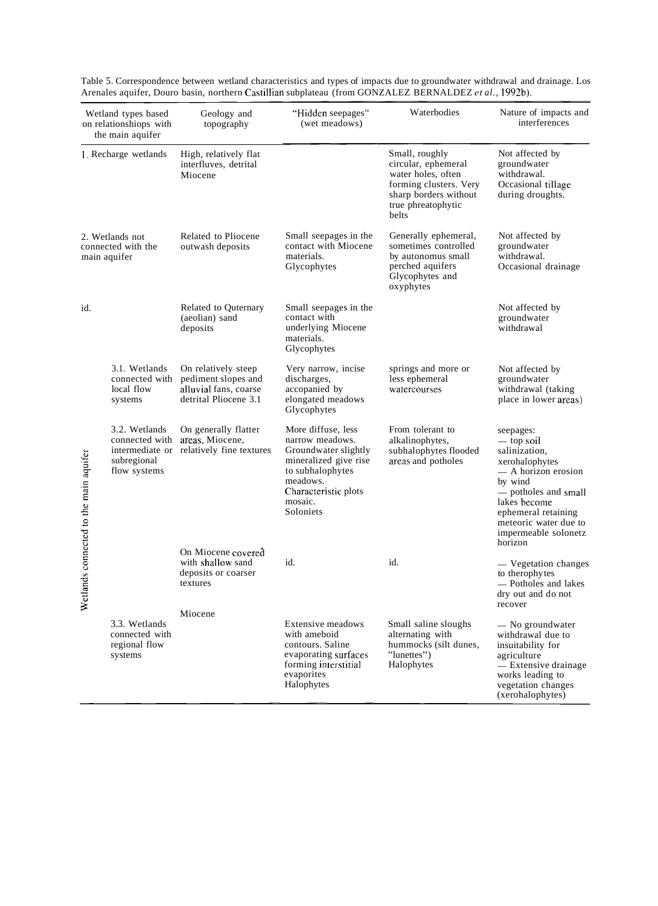Table 5. Correspondence between wetland characteristics and types of impacts due to groundwater withdrawal and drainage. Los Arenales aquifer, Douro basin, northern Castillian subplateau (from GONZALEZ BERNALDEZ *et al.*, 1992b).

| Wetland types based on relationshiops with the main aquifer | | Geology and topography | "Hidden seepages" (wet meadows) | Waterbodies | Nature of impacts and interferences |
|---|---|---|---|---|---|
| 1. Recharge wetlands | | High, relatively flat interfluves, detrital Miocene | | Small, roughly circular, ephemeral water holes, often forming clusters. Very sharp borders without true phreatophytic belts | Not affected by groundwater withdrawal. Occasional tillage during droughts. |
| 2. Wetlands not connected with the main aquifer | | Related to Pliocene outwash deposits | Small seepages in the contact with Miocene materials. Glycophytes | Generally ephemeral, sometimes controlled by autonomus small perched aquifers Glycophytes and oxyphytes | Not affected by groundwater withdrawal. Occasional drainage |
| id. | | Related to Quternary (aeolian) sand deposits | Small seepages in the contact with underlying Miocene materials. Glycophytes | | Not affected by groundwater withdrawal |
| Wetlands connected to the main aquifer | 3.1. Wetlands connected with local flow systems | On relatively steep pediment slopes and alluvial fans, coarse detrital Pliocene 3.1 | Very narrow, incise discharges, accopanied by elongated meadows Glycophytes | springs and more or less ephemeral watercourses | Not affected by groundwater withdrawal (taking place in lower areas) |
| | 3.2. Wetlands connected with intermediate or subregional flow systems | On generally flatter areas, Miocene, relatively fine textures | More diffuse, less narrow meadows. Groundwater slightly mineralized give rise to subhalophytes meadows. Characteristic plots mosaic. Soloniets | From tolerant to alkalinophytes, subhalophytes flooded areas and potholes | seepages: — top soil salinization, xerohalophytes — A horizon erosion by wind — potholes and small lakes become ephemeral retaining meteoric water due to impermeable solonetz horizon |
| | | On Miocene covered with shallow sand deposits or coarser textures | id. | id. | — Vegetation changes to therophytes — Potholes and lakes dry out and do not recover |
| | 3.3. Wetlands connected with regional flow systems | Miocene | Extensive meadows with ameboid contours. Saline evaporating surfaces forming interstitial evaporites Halophytes | Small saline sloughs alternating with hummocks (silt dunes, "lunettes") Halophytes | — No groundwater withdrawal due to insuitability for agriculture — Extensive drainage works leading to vegetation changes (xerohalophytes) |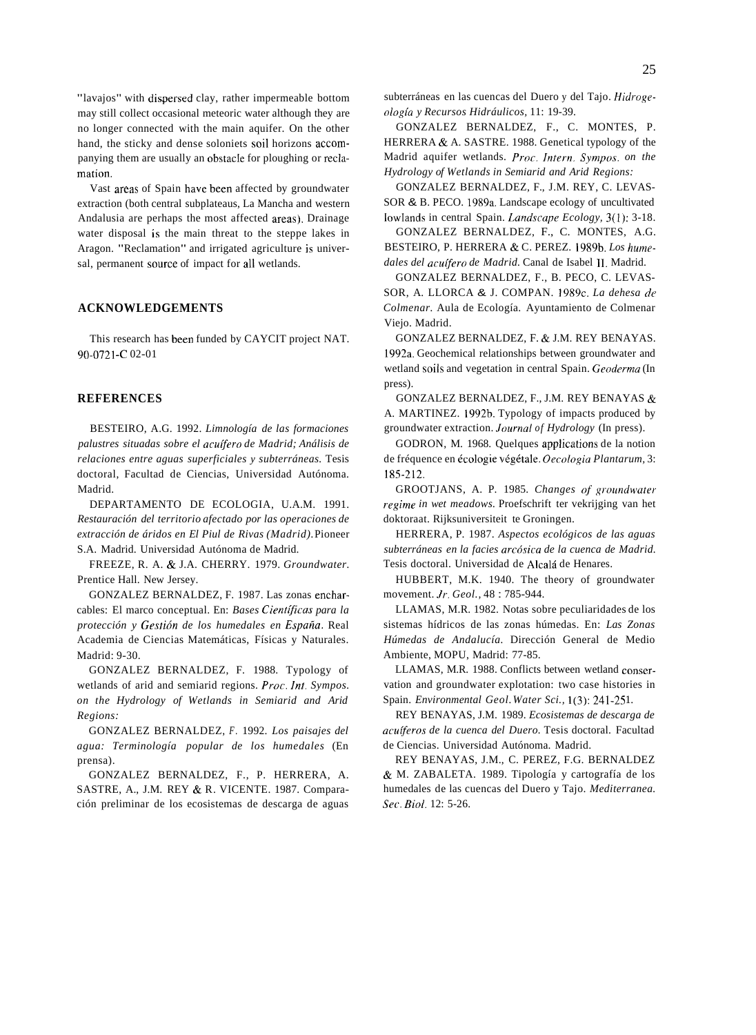"lavajos" with dispersed clay, rather impermeable bottom may still collect occasional meteoric water although they are no longer connected with the main aquifer. On the other hand, the sticky and dense soloniets soil horizons accompanying them are usually an obstacle for ploughing or reclamation.

Vast areas of Spain have been affected by groundwater extraction (both central subplateaus, La Mancha and western Andalusia are perhaps the most affected areas). Drainage water disposal is the main threat to the steppe lakes in Aragon. "Reclamation" and irrigated agriculture is universal, permanent source of impact for all wetlands.

## ACKNOWLEDGEMENTS

This research has been funded by CAYCIT project NAT. 90-0721-C 02-01

## REFERENCES

BESTEIRO, A.G. 1992. *Limnología de las formaciones palustres situadas sobre el acuífero de Madrid; Análisis de relaciones entre aguas superficiales y subterráneas.* Tesis doctoral, Facultad de Ciencias, Universidad Autónoma. Madrid.

DEPARTAMENTO DE ECOLOGIA, U.A.M. 1991. *Restauración del territorio afectado por las operaciones de extracción de áridos en El Piul de Rivas (Madrid).* Pioneer S.A. Madrid. Universidad Autónoma de Madrid.

FREEZE, R. A. & J.A. CHERRY. 1979. *Groundwater.* Prentice Hall. New Jersey.

GONZALEZ BERNALDEZ, F. 1987. Las zonas encharcables: El marco conceptual. En: *Bases Científicas para la protección y Gestión de los humedales en España.* Real Academia de Ciencias Matemáticas, Físicas y Naturales. Madrid: 9-30.

GONZALEZ BERNALDEZ, F. 1988. Typology of wetlands of arid and semiarid regions. *Proc. Int. Sympos. on the Hydrology of Wetlands in Semiarid and Arid Regions:*

GONZALEZ BERNALDEZ, F. 1992. *Los paisajes del agua: Terminología popular de los humedales* (En prensa).

GONZALEZ BERNALDEZ, F., P. HERRERA, A. SASTRE, A., J.M. REY & R. VICENTE. 1987. Comparación preliminar de los ecosistemas de descarga de aguas subterráneas en las cuencas del Duero y del Tajo. *Hidrogeología y Recursos Hidráulicos*, 11: 19-39.

GONZALEZ BERNALDEZ, F., C. MONTES, P. HERRERA & A. SASTRE. 1988. Genetical typology of the Madrid aquifer wetlands. *Proc. Intern. Sympos. on the Hydrology of Wetlands in Semiarid and Arid Regions:*

GONZALEZ BERNALDEZ, F., J.M. REY, C. LEVASSOR & B. PECO. 1989a. Landscape ecology of uncultivated lowlands in central Spain. *Landscape Ecology*, 3(1): 3-18.

GONZALEZ BERNALDEZ, F., C. MONTES, A.G. BESTEIRO, P. HERRERA & C. PEREZ. 1989b. *Los humedales del acuífero de Madrid.* Canal de Isabel II. Madrid.

GONZALEZ BERNALDEZ, F., B. PECO, C. LEVASSOR, A. LLORCA & J. COMPAN. 1989c. *La dehesa de Colmenar.* Aula de Ecología. Ayuntamiento de Colmenar Viejo. Madrid.

GONZALEZ BERNALDEZ, F. & J.M. REY BENAYAS. 1992a. Geochemical relationships between groundwater and wetland soils and vegetation in central Spain. *Geoderma* (In press).

GONZALEZ BERNALDEZ, F., J.M. REY BENAYAS & A. MARTINEZ. 1992b. Typology of impacts produced by groundwater extraction. *Journal of Hydrology* (In press).

GODRON, M. 1968. Quelques applications de la notion de fréquence en écologie végétale. *Oecologia Plantarum*, 3: 185-212.

GROOTJANS, A. P. 1985. *Changes of groundwater regime in wet meadows.* Proefschrift ter vekrijging van het doktoraat. Rijksuniversiteit te Groningen.

HERRERA, P. 1987. *Aspectos ecológicos de las aguas subterráneas en la facies arcósica de la cuenca de Madrid.* Tesis doctoral. Universidad de Alcalá de Henares.

HUBBERT, M.K. 1940. The theory of groundwater movement. *Jr. Geol.*, 48 : 785-944.

LLAMAS, M.R. 1982. Notas sobre peculiaridades de los sistemas hídricos de las zonas húmedas. En: *Las Zonas Húmedas de Andalucía.* Dirección General de Medio Ambiente, MOPU, Madrid: 77-85.

LLAMAS, M.R. 1988. Conflicts between wetland conservation and groundwater explotation: two case histories in Spain. *Environmental Geol. Water Sci.*, 1(3): 241-251.

REY BENAYAS, J.M. 1989. *Ecosistemas de descarga de acuíferos de la cuenca del Duero.* Tesis doctoral. Facultad de Ciencias. Universidad Autónoma. Madrid.

REY BENAYAS, J.M., C. PEREZ, F.G. BERNALDEZ & M. ZABALETA. 1989. Tipología y cartografía de los humedales de las cuencas del Duero y Tajo. *Mediterranea. Sec. Biol.* 12: 5-26.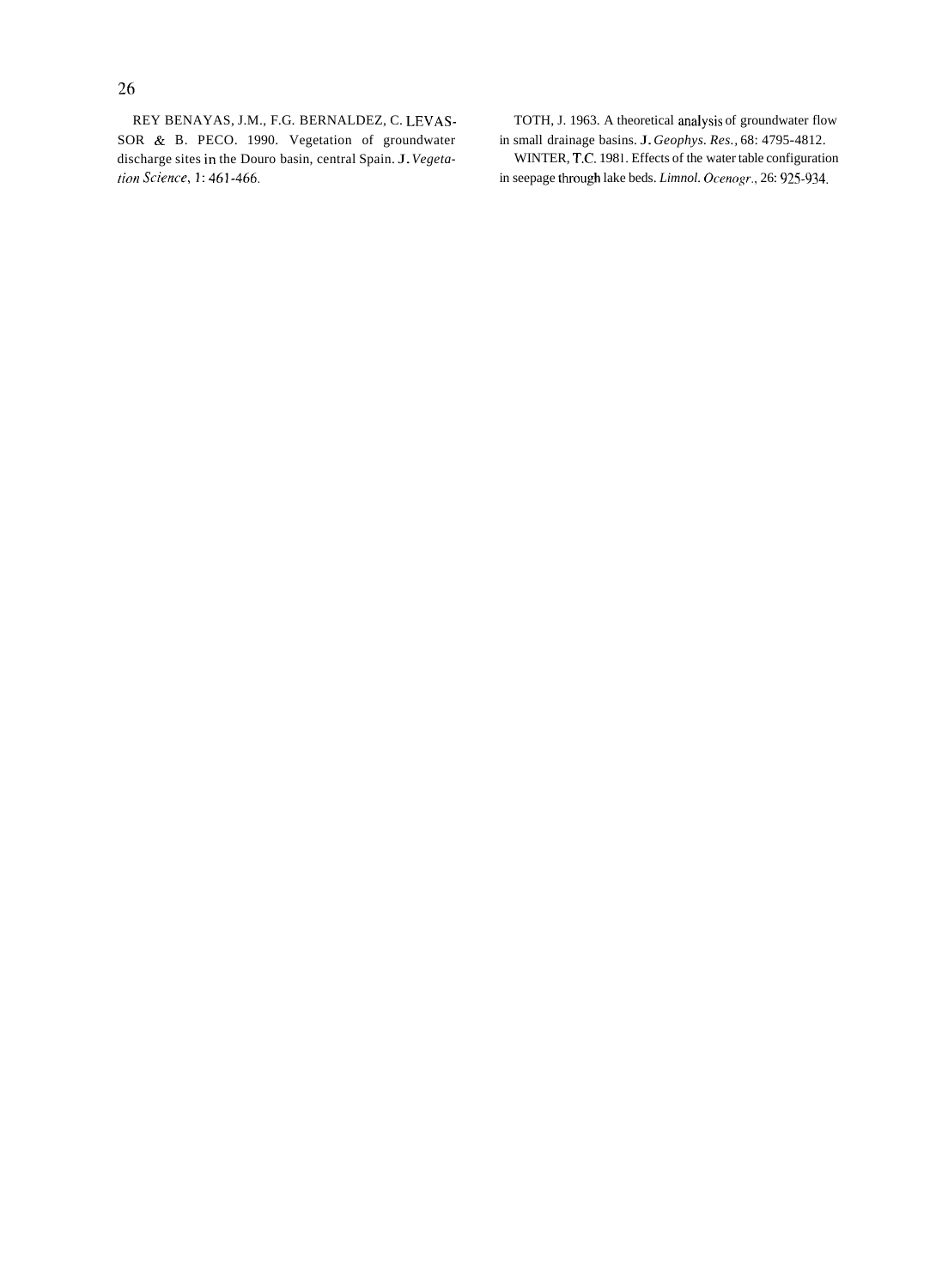REY BENAYAS, J.M., F.G. BERNALDEZ, C. LEVASSOR & B. PECO. 1990. Vegetation of groundwater discharge sites in the Douro basin, central Spain. *J. Vegetation Science*, 1: 461-466.

TOTH, J. 1963. A theoretical analysis of groundwater flow in small drainage basins. *J. Geophys. Res.*, 68: 4795-4812.

WINTER, T.C. 1981. Effects of the water table configuration in seepage through lake beds. *Limnol. Ocenogr.*, 26: 925-934.